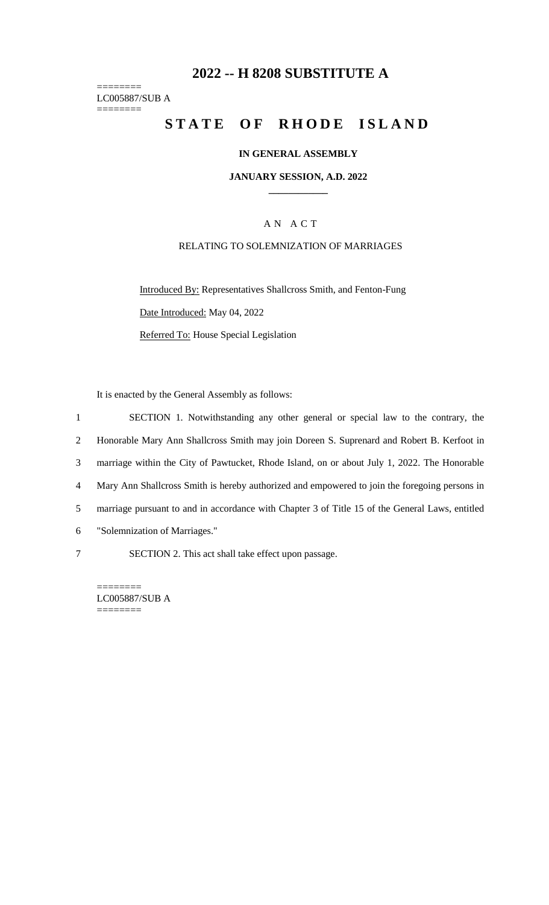# 2022 -- H 8208 SUBSTITUTE A

========
LC005887/SUB A
========

## STATE OF RHODE ISLAND

**IN GENERAL ASSEMBLY**

**JANUARY SESSION, A.D. 2022**

\_\_\_\_\_\_\_\_\_\_\_\_

A N A C T

RELATING TO SOLEMNIZATION OF MARRIAGES

Introduced By: Representatives Shallcross Smith, and Fenton-Fung

Date Introduced: May 04, 2022

Referred To: House Special Legislation

It is enacted by the General Assembly as follows:

1 SECTION 1. Notwithstanding any other general or special law to the contrary, the
2 Honorable Mary Ann Shallcross Smith may join Doreen S. Suprenard and Robert B. Kerfoot in
3 marriage within the City of Pawtucket, Rhode Island, on or about July 1, 2022. The Honorable
4 Mary Ann Shallcross Smith is hereby authorized and empowered to join the foregoing persons in
5 marriage pursuant to and in accordance with Chapter 3 of Title 15 of the General Laws, entitled
6 "Solemnization of Marriages."

7 SECTION 2. This act shall take effect upon passage.

========
LC005887/SUB A
========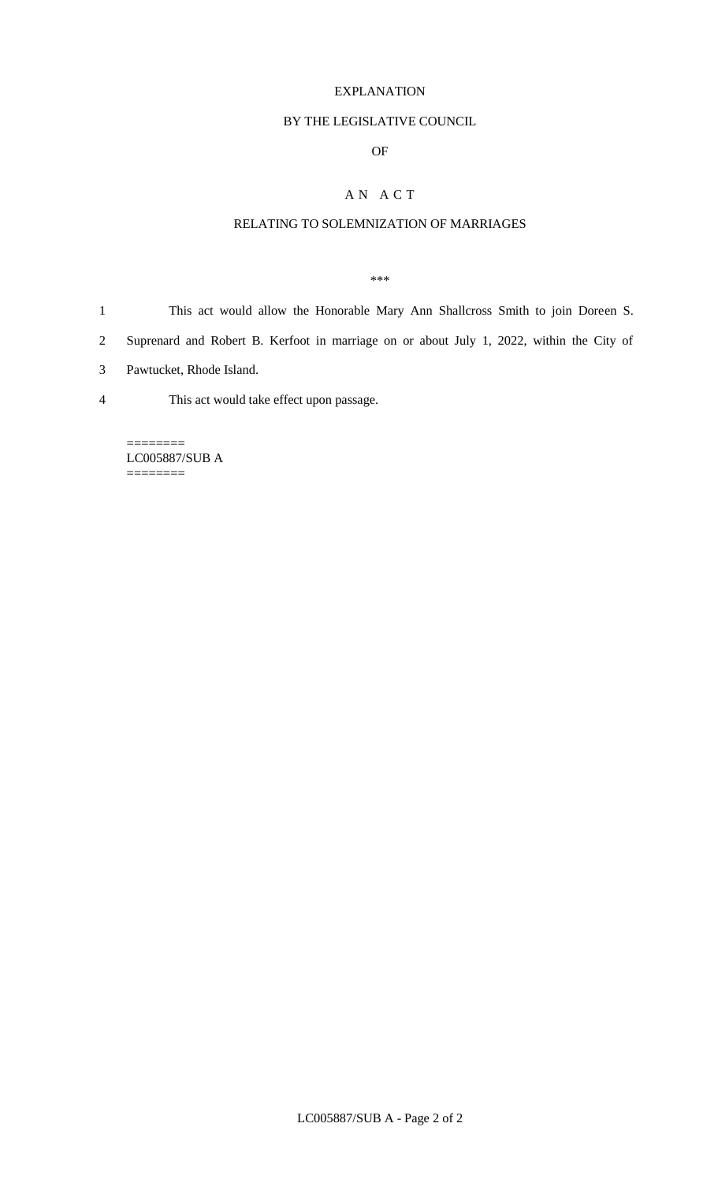EXPLANATION

BY THE LEGISLATIVE COUNCIL

OF

A N A C T

RELATING TO SOLEMNIZATION OF MARRIAGES

\*\*\*

1 This act would allow the Honorable Mary Ann Shallcross Smith to join Doreen S.
2 Suprenard and Robert B. Kerfoot in marriage on or about July 1, 2022, within the City of
3 Pawtucket, Rhode Island.

4 This act would take effect upon passage.

========
LC005887/SUB A
========